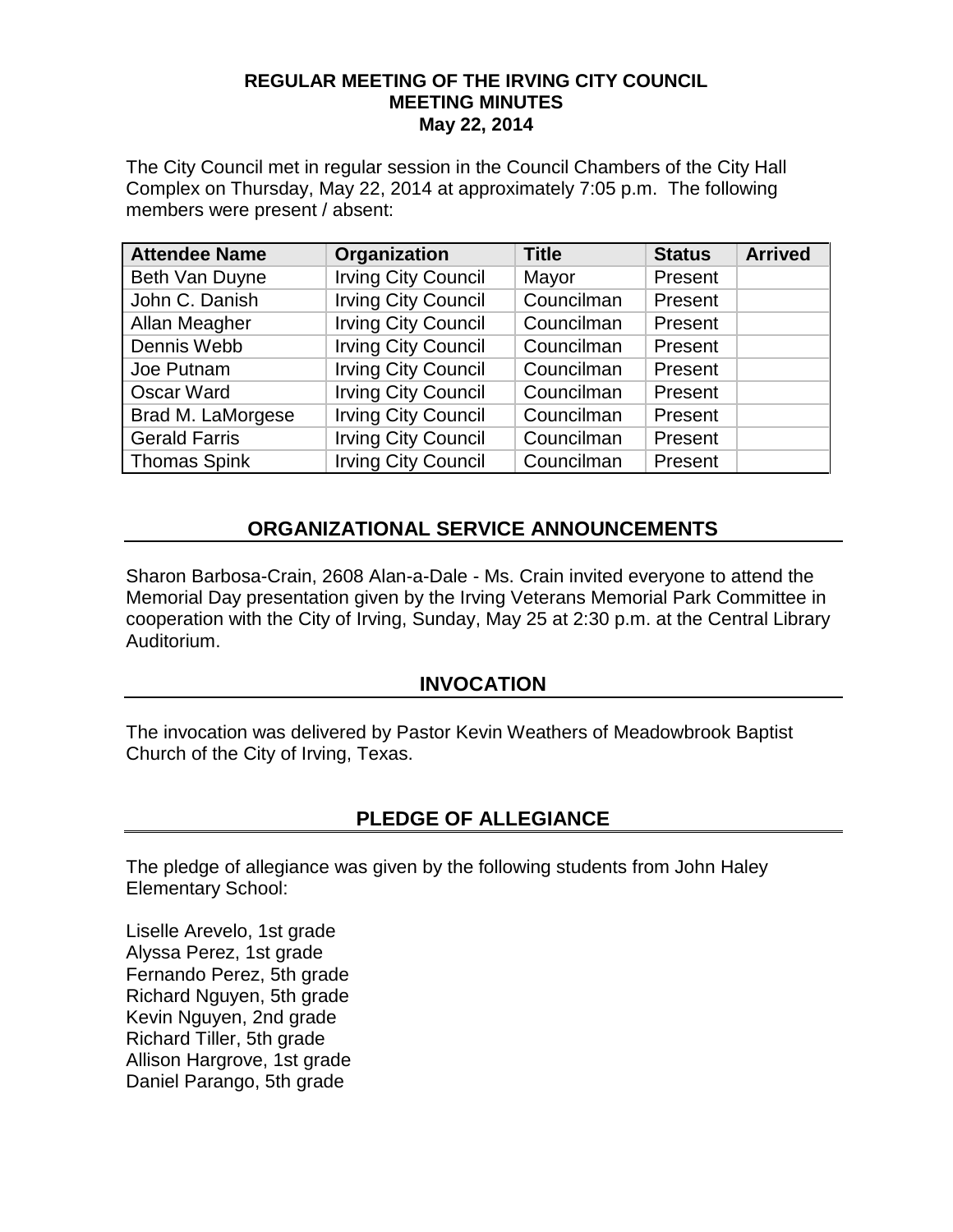# REGULAR MEETING OF THE IRVING CITY COUNCIL
# MEETING MINUTES
# May 22, 2014

The City Council met in regular session in the Council Chambers of the City Hall Complex on Thursday, May 22, 2014 at approximately 7:05 p.m. The following members were present / absent:

| Attendee Name | Organization | Title | Status | Arrived |
|---|---|---|---|---|
| Beth Van Duyne | Irving City Council | Mayor | Present | |
| John C. Danish | Irving City Council | Councilman | Present | |
| Allan Meagher | Irving City Council | Councilman | Present | |
| Dennis Webb | Irving City Council | Councilman | Present | |
| Joe Putnam | Irving City Council | Councilman | Present | |
| Oscar Ward | Irving City Council | Councilman | Present | |
| Brad M. LaMorgese | Irving City Council | Councilman | Present | |
| Gerald Farris | Irving City Council | Councilman | Present | |
| Thomas Spink | Irving City Council | Councilman | Present | |

## ORGANIZATIONAL SERVICE ANNOUNCEMENTS

Sharon Barbosa-Crain, 2608 Alan-a-Dale - Ms. Crain invited everyone to attend the Memorial Day presentation given by the Irving Veterans Memorial Park Committee in cooperation with the City of Irving, Sunday, May 25 at 2:30 p.m. at the Central Library Auditorium.

## INVOCATION

The invocation was delivered by Pastor Kevin Weathers of Meadowbrook Baptist Church of the City of Irving, Texas.

## PLEDGE OF ALLEGIANCE

The pledge of allegiance was given by the following students from John Haley Elementary School:

Liselle Arevelo, 1st grade
Alyssa Perez, 1st grade
Fernando Perez, 5th grade
Richard Nguyen, 5th grade
Kevin Nguyen, 2nd grade
Richard Tiller, 5th grade
Allison Hargrove, 1st grade
Daniel Parango, 5th grade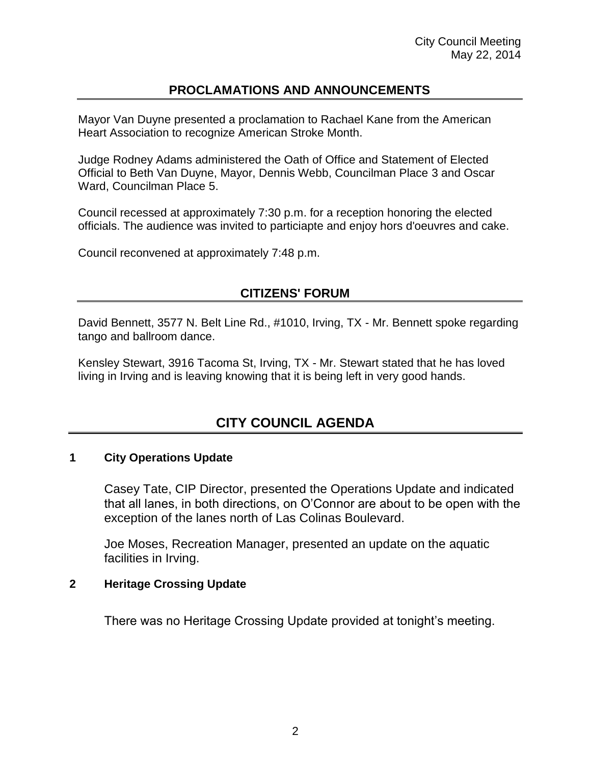## PROCLAMATIONS AND ANNOUNCEMENTS

Mayor Van Duyne presented a proclamation to Rachael Kane from the American Heart Association to recognize American Stroke Month.

Judge Rodney Adams administered the Oath of Office and Statement of Elected Official to Beth Van Duyne, Mayor, Dennis Webb, Councilman Place 3 and Oscar Ward, Councilman Place 5.

Council recessed at approximately 7:30 p.m. for a reception honoring the elected officials. The audience was invited to particiapte and enjoy hors d'oeuvres and cake.

Council reconvened at approximately 7:48 p.m.

## CITIZENS' FORUM

David Bennett, 3577 N. Belt Line Rd., #1010, Irving, TX - Mr. Bennett spoke regarding tango and ballroom dance.

Kensley Stewart, 3916 Tacoma St, Irving, TX - Mr. Stewart stated that he has loved living in Irving and is leaving knowing that it is being left in very good hands.

# CITY COUNCIL AGENDA

### 1 City Operations Update

Casey Tate, CIP Director, presented the Operations Update and indicated that all lanes, in both directions, on O'Connor are about to be open with the exception of the lanes north of Las Colinas Boulevard.

Joe Moses, Recreation Manager, presented an update on the aquatic facilities in Irving.

### 2 Heritage Crossing Update

There was no Heritage Crossing Update provided at tonight's meeting.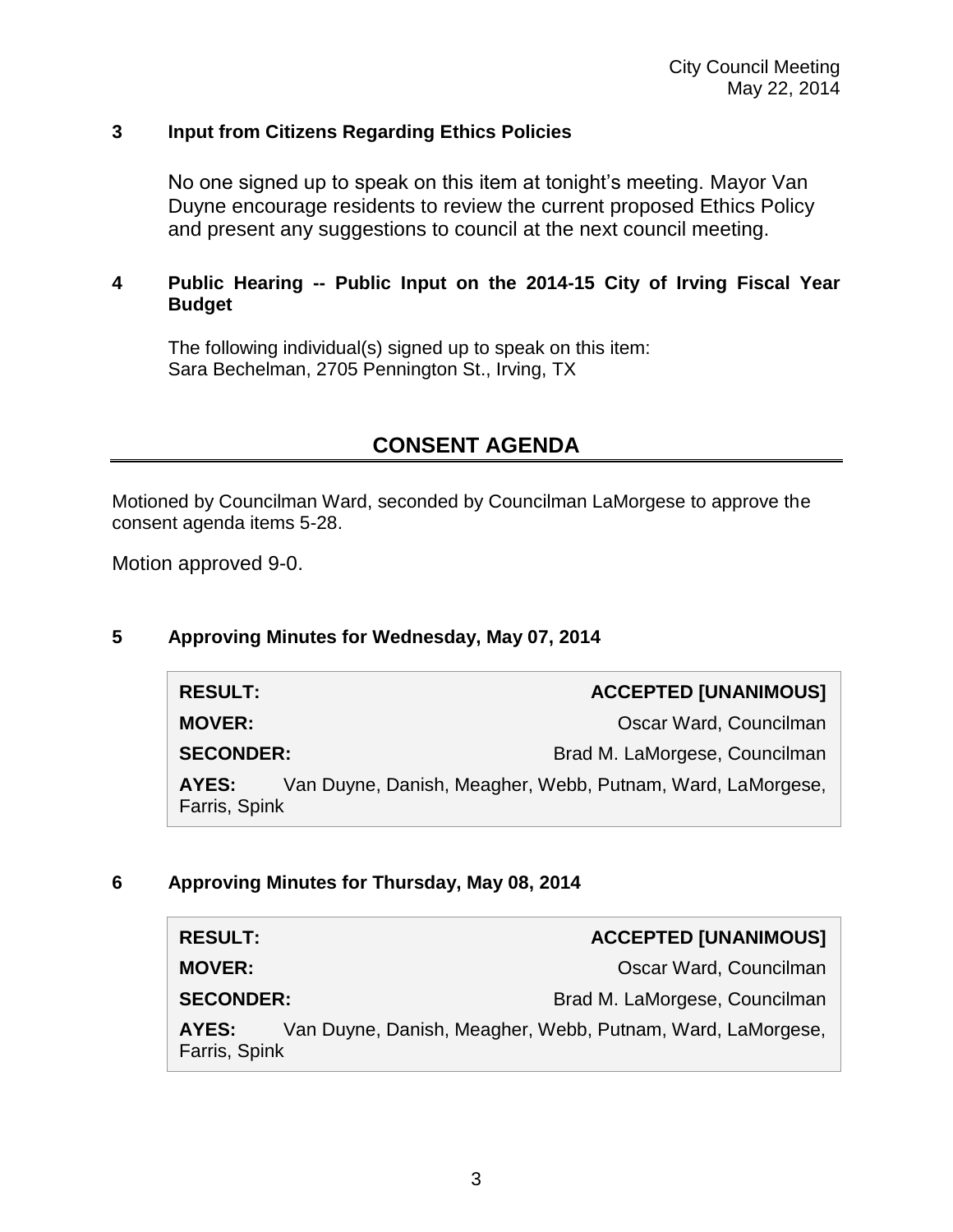### 3 Input from Citizens Regarding Ethics Policies

No one signed up to speak on this item at tonight's meeting. Mayor Van Duyne encourage residents to review the current proposed Ethics Policy and present any suggestions to council at the next council meeting.

### 4 Public Hearing -- Public Input on the 2014-15 City of Irving Fiscal Year Budget

The following individual(s) signed up to speak on this item:
Sara Bechelman, 2705 Pennington St., Irving, TX

## CONSENT AGENDA

Motioned by Councilman Ward, seconded by Councilman LaMorgese to approve the consent agenda items 5-28.

Motion approved 9-0.

### 5 Approving Minutes for Wednesday, May 07, 2014

| | |
|---|---|
| **RESULT:** | **ACCEPTED [UNANIMOUS]** |
| **MOVER:** | Oscar Ward, Councilman |
| **SECONDER:** | Brad M. LaMorgese, Councilman |
| **AYES:** | Van Duyne, Danish, Meagher, Webb, Putnam, Ward, LaMorgese, Farris, Spink |

### 6 Approving Minutes for Thursday, May 08, 2014

| | |
|---|---|
| **RESULT:** | **ACCEPTED [UNANIMOUS]** |
| **MOVER:** | Oscar Ward, Councilman |
| **SECONDER:** | Brad M. LaMorgese, Councilman |
| **AYES:** | Van Duyne, Danish, Meagher, Webb, Putnam, Ward, LaMorgese, Farris, Spink |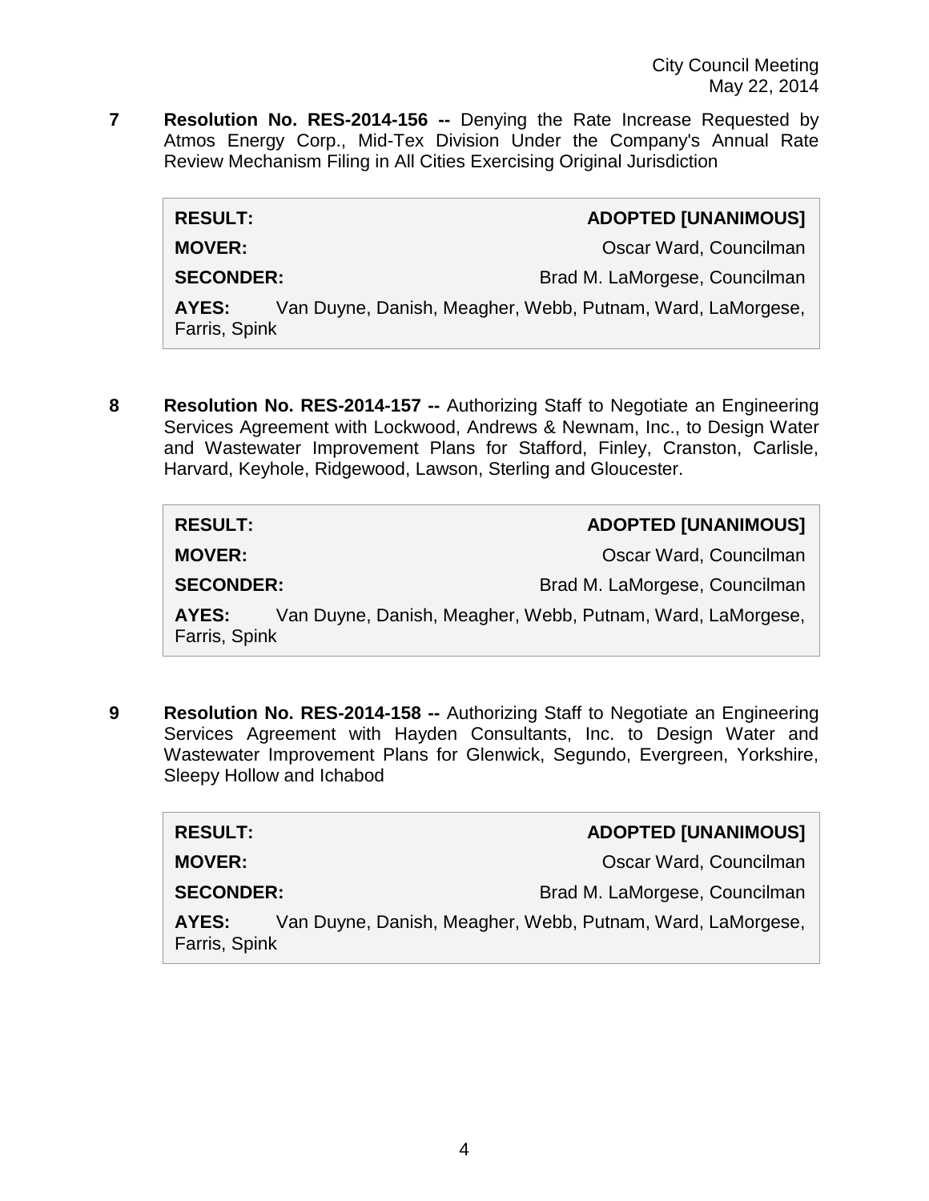**7 Resolution No. RES-2014-156 --** Denying the Rate Increase Requested by Atmos Energy Corp., Mid-Tex Division Under the Company's Annual Rate Review Mechanism Filing in All Cities Exercising Original Jurisdiction

| | |
|---|---|
| **RESULT:** | **ADOPTED [UNANIMOUS]** |
| **MOVER:** | Oscar Ward, Councilman |
| **SECONDER:** | Brad M. LaMorgese, Councilman |
| **AYES:** | Van Duyne, Danish, Meagher, Webb, Putnam, Ward, LaMorgese, Farris, Spink |

**8 Resolution No. RES-2014-157 --** Authorizing Staff to Negotiate an Engineering Services Agreement with Lockwood, Andrews & Newnam, Inc., to Design Water and Wastewater Improvement Plans for Stafford, Finley, Cranston, Carlisle, Harvard, Keyhole, Ridgewood, Lawson, Sterling and Gloucester.

| | |
|---|---|
| **RESULT:** | **ADOPTED [UNANIMOUS]** |
| **MOVER:** | Oscar Ward, Councilman |
| **SECONDER:** | Brad M. LaMorgese, Councilman |
| **AYES:** | Van Duyne, Danish, Meagher, Webb, Putnam, Ward, LaMorgese, Farris, Spink |

**9 Resolution No. RES-2014-158 --** Authorizing Staff to Negotiate an Engineering Services Agreement with Hayden Consultants, Inc. to Design Water and Wastewater Improvement Plans for Glenwick, Segundo, Evergreen, Yorkshire, Sleepy Hollow and Ichabod

| | |
|---|---|
| **RESULT:** | **ADOPTED [UNANIMOUS]** |
| **MOVER:** | Oscar Ward, Councilman |
| **SECONDER:** | Brad M. LaMorgese, Councilman |
| **AYES:** | Van Duyne, Danish, Meagher, Webb, Putnam, Ward, LaMorgese, Farris, Spink |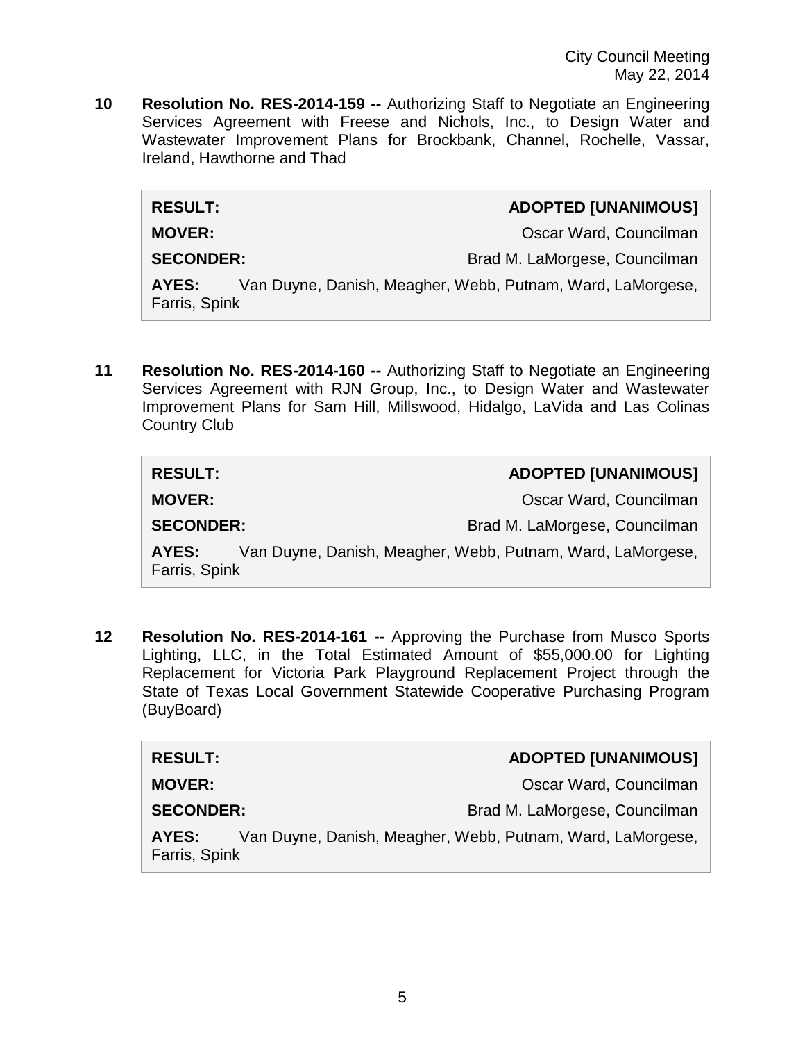**10 Resolution No. RES-2014-159 --** Authorizing Staff to Negotiate an Engineering Services Agreement with Freese and Nichols, Inc., to Design Water and Wastewater Improvement Plans for Brockbank, Channel, Rochelle, Vassar, Ireland, Hawthorne and Thad

| | |
|---|---|
| **RESULT:** | **ADOPTED [UNANIMOUS]** |
| **MOVER:** | Oscar Ward, Councilman |
| **SECONDER:** | Brad M. LaMorgese, Councilman |
| **AYES:** | Van Duyne, Danish, Meagher, Webb, Putnam, Ward, LaMorgese, Farris, Spink |

**11 Resolution No. RES-2014-160 --** Authorizing Staff to Negotiate an Engineering Services Agreement with RJN Group, Inc., to Design Water and Wastewater Improvement Plans for Sam Hill, Millswood, Hidalgo, LaVida and Las Colinas Country Club

| | |
|---|---|
| **RESULT:** | **ADOPTED [UNANIMOUS]** |
| **MOVER:** | Oscar Ward, Councilman |
| **SECONDER:** | Brad M. LaMorgese, Councilman |
| **AYES:** | Van Duyne, Danish, Meagher, Webb, Putnam, Ward, LaMorgese, Farris, Spink |

**12 Resolution No. RES-2014-161 --** Approving the Purchase from Musco Sports Lighting, LLC, in the Total Estimated Amount of $55,000.00 for Lighting Replacement for Victoria Park Playground Replacement Project through the State of Texas Local Government Statewide Cooperative Purchasing Program (BuyBoard)

| | |
|---|---|
| **RESULT:** | **ADOPTED [UNANIMOUS]** |
| **MOVER:** | Oscar Ward, Councilman |
| **SECONDER:** | Brad M. LaMorgese, Councilman |
| **AYES:** | Van Duyne, Danish, Meagher, Webb, Putnam, Ward, LaMorgese, Farris, Spink |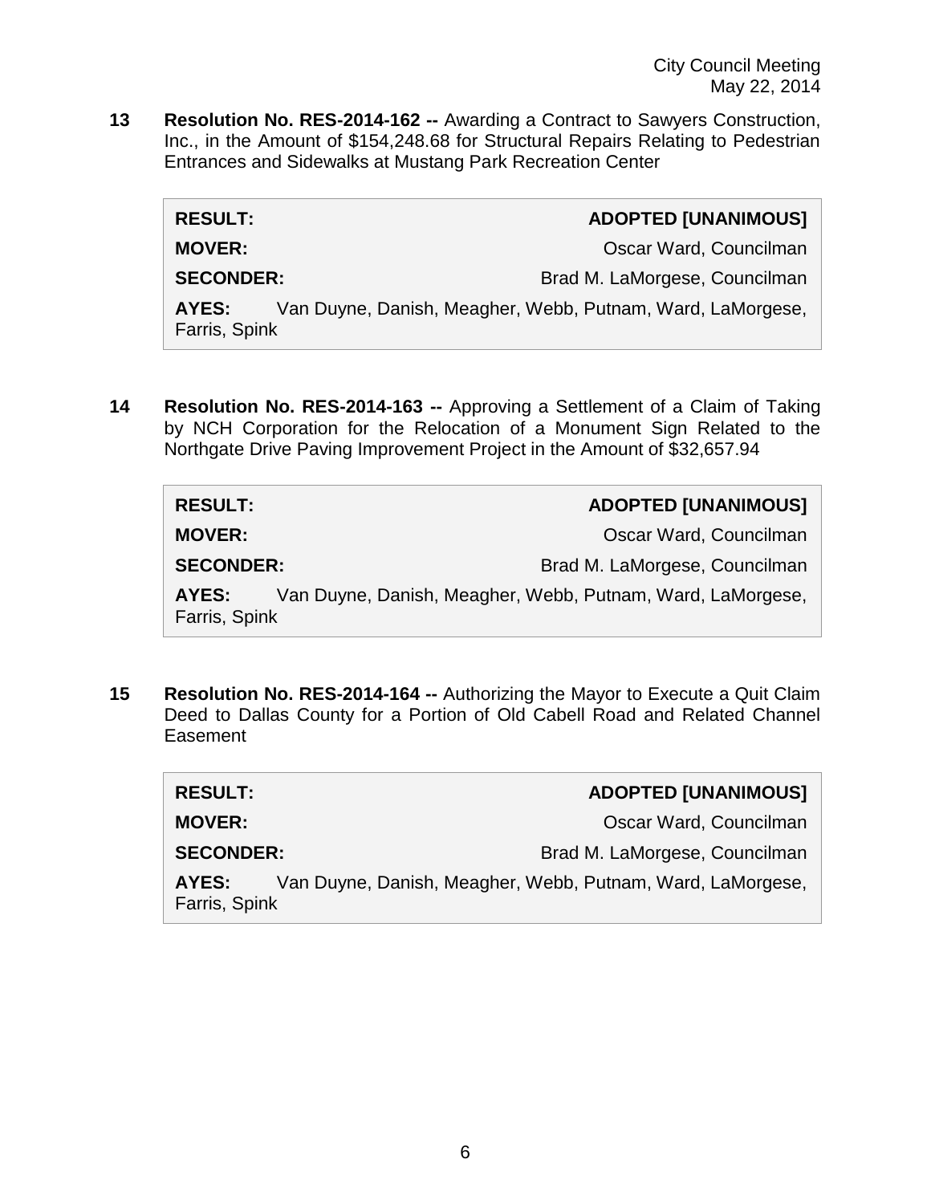**13 Resolution No. RES-2014-162 --** Awarding a Contract to Sawyers Construction, Inc., in the Amount of $154,248.68 for Structural Repairs Relating to Pedestrian Entrances and Sidewalks at Mustang Park Recreation Center

| | |
|---|---|
| **RESULT:** | **ADOPTED [UNANIMOUS]** |
| **MOVER:** | Oscar Ward, Councilman |
| **SECONDER:** | Brad M. LaMorgese, Councilman |
| **AYES:** | Van Duyne, Danish, Meagher, Webb, Putnam, Ward, LaMorgese, Farris, Spink |

**14 Resolution No. RES-2014-163 --** Approving a Settlement of a Claim of Taking by NCH Corporation for the Relocation of a Monument Sign Related to the Northgate Drive Paving Improvement Project in the Amount of $32,657.94

| | |
|---|---|
| **RESULT:** | **ADOPTED [UNANIMOUS]** |
| **MOVER:** | Oscar Ward, Councilman |
| **SECONDER:** | Brad M. LaMorgese, Councilman |
| **AYES:** | Van Duyne, Danish, Meagher, Webb, Putnam, Ward, LaMorgese, Farris, Spink |

**15 Resolution No. RES-2014-164 --** Authorizing the Mayor to Execute a Quit Claim Deed to Dallas County for a Portion of Old Cabell Road and Related Channel Easement

| | |
|---|---|
| **RESULT:** | **ADOPTED [UNANIMOUS]** |
| **MOVER:** | Oscar Ward, Councilman |
| **SECONDER:** | Brad M. LaMorgese, Councilman |
| **AYES:** | Van Duyne, Danish, Meagher, Webb, Putnam, Ward, LaMorgese, Farris, Spink |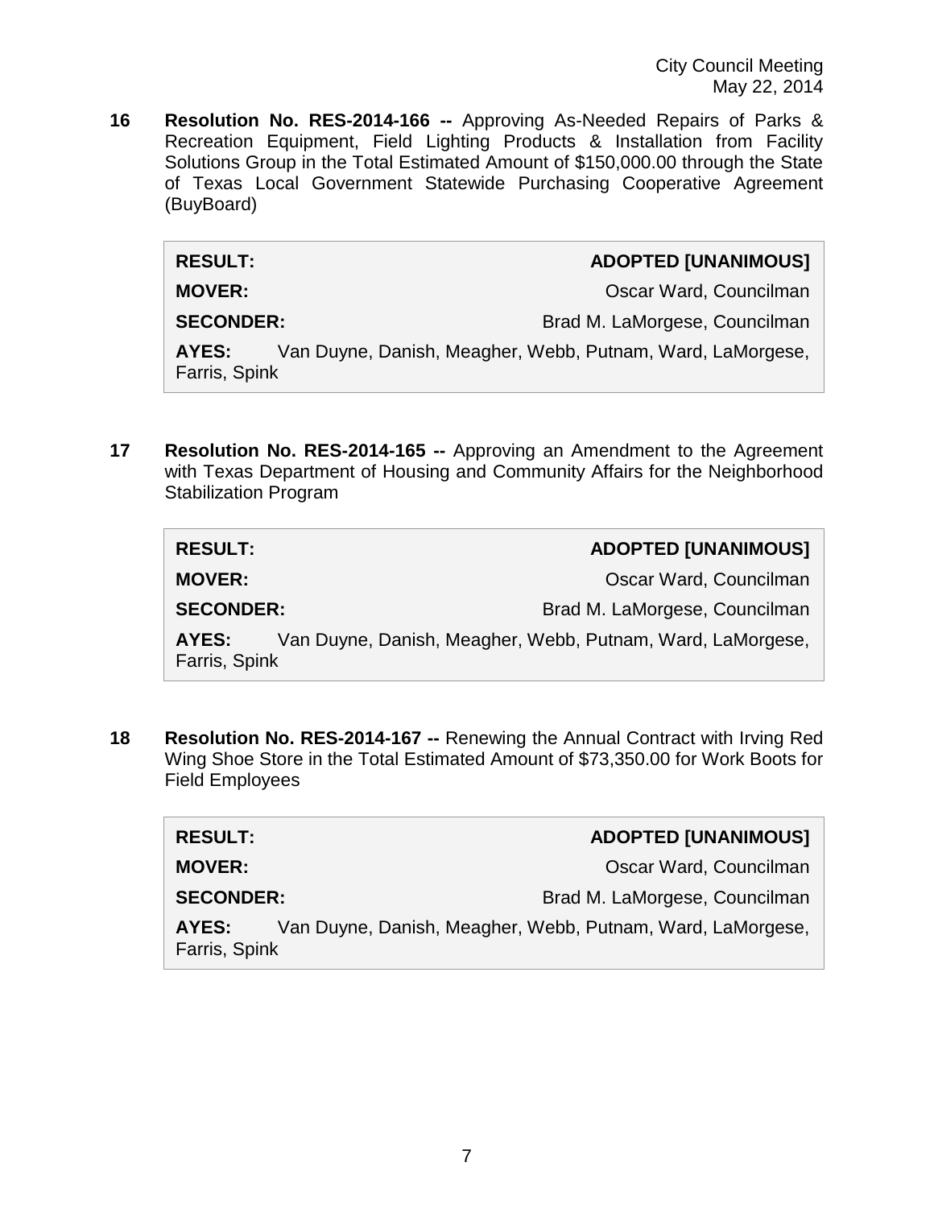**16 Resolution No. RES-2014-166 --** Approving As-Needed Repairs of Parks & Recreation Equipment, Field Lighting Products & Installation from Facility Solutions Group in the Total Estimated Amount of $150,000.00 through the State of Texas Local Government Statewide Purchasing Cooperative Agreement (BuyBoard)

| | |
|---|---|
| **RESULT:** | **ADOPTED [UNANIMOUS]** |
| **MOVER:** | Oscar Ward, Councilman |
| **SECONDER:** | Brad M. LaMorgese, Councilman |
| **AYES:** | Van Duyne, Danish, Meagher, Webb, Putnam, Ward, LaMorgese, Farris, Spink |

**17 Resolution No. RES-2014-165 --** Approving an Amendment to the Agreement with Texas Department of Housing and Community Affairs for the Neighborhood Stabilization Program

| | |
|---|---|
| **RESULT:** | **ADOPTED [UNANIMOUS]** |
| **MOVER:** | Oscar Ward, Councilman |
| **SECONDER:** | Brad M. LaMorgese, Councilman |
| **AYES:** | Van Duyne, Danish, Meagher, Webb, Putnam, Ward, LaMorgese, Farris, Spink |

**18 Resolution No. RES-2014-167 --** Renewing the Annual Contract with Irving Red Wing Shoe Store in the Total Estimated Amount of $73,350.00 for Work Boots for Field Employees

| | |
|---|---|
| **RESULT:** | **ADOPTED [UNANIMOUS]** |
| **MOVER:** | Oscar Ward, Councilman |
| **SECONDER:** | Brad M. LaMorgese, Councilman |
| **AYES:** | Van Duyne, Danish, Meagher, Webb, Putnam, Ward, LaMorgese, Farris, Spink |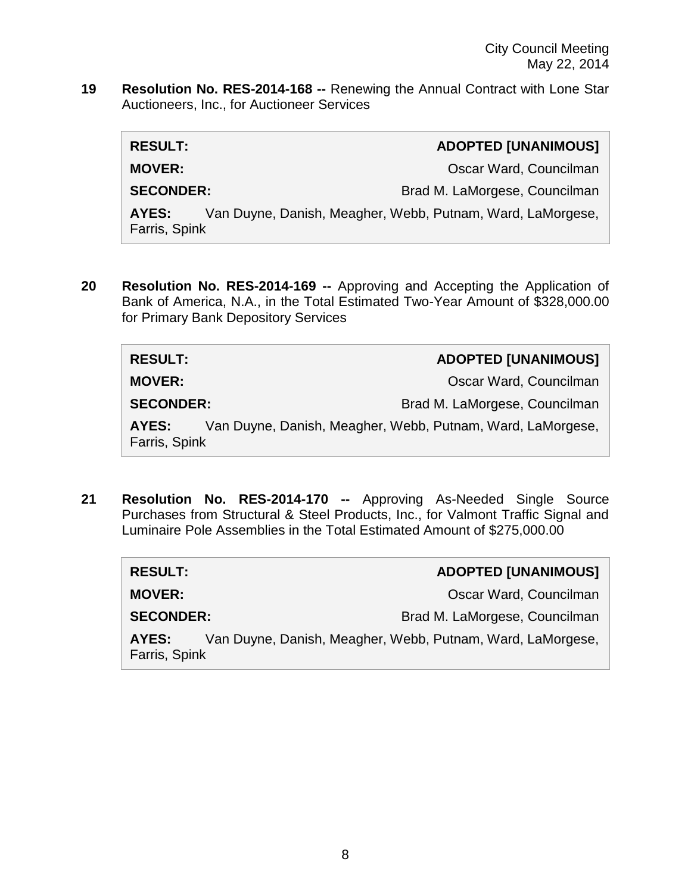**19 Resolution No. RES-2014-168 --** Renewing the Annual Contract with Lone Star Auctioneers, Inc., for Auctioneer Services

| | |
|---|---|
| **RESULT:** | **ADOPTED [UNANIMOUS]** |
| **MOVER:** | Oscar Ward, Councilman |
| **SECONDER:** | Brad M. LaMorgese, Councilman |
| **AYES:** | Van Duyne, Danish, Meagher, Webb, Putnam, Ward, LaMorgese, Farris, Spink |

**20 Resolution No. RES-2014-169 --** Approving and Accepting the Application of Bank of America, N.A., in the Total Estimated Two-Year Amount of $328,000.00 for Primary Bank Depository Services

| | |
|---|---|
| **RESULT:** | **ADOPTED [UNANIMOUS]** |
| **MOVER:** | Oscar Ward, Councilman |
| **SECONDER:** | Brad M. LaMorgese, Councilman |
| **AYES:** | Van Duyne, Danish, Meagher, Webb, Putnam, Ward, LaMorgese, Farris, Spink |

**21 Resolution No. RES-2014-170 --** Approving As-Needed Single Source Purchases from Structural & Steel Products, Inc., for Valmont Traffic Signal and Luminaire Pole Assemblies in the Total Estimated Amount of $275,000.00

| | |
|---|---|
| **RESULT:** | **ADOPTED [UNANIMOUS]** |
| **MOVER:** | Oscar Ward, Councilman |
| **SECONDER:** | Brad M. LaMorgese, Councilman |
| **AYES:** | Van Duyne, Danish, Meagher, Webb, Putnam, Ward, LaMorgese, Farris, Spink |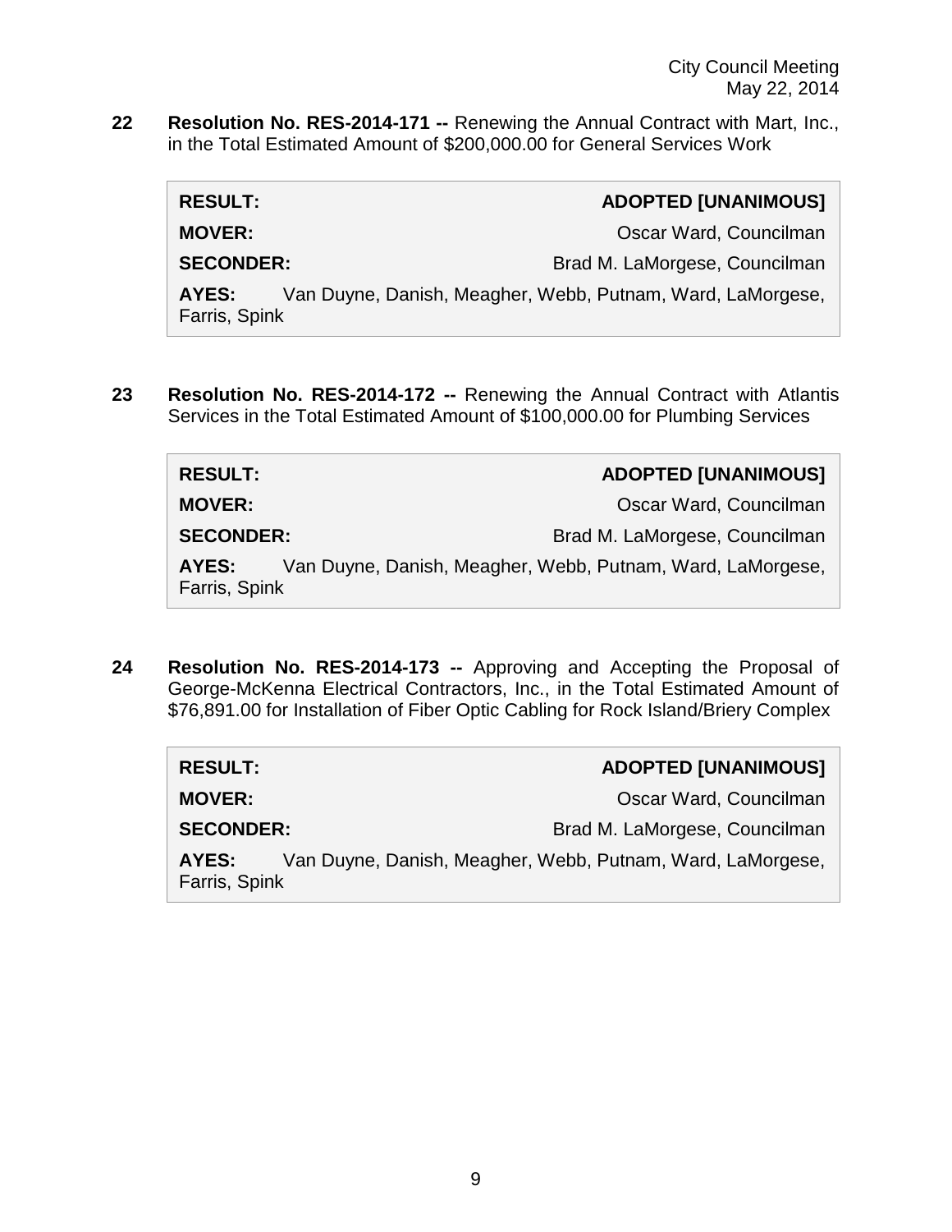**22** **Resolution No. RES-2014-171 --** Renewing the Annual Contract with Mart, Inc., in the Total Estimated Amount of $200,000.00 for General Services Work

| | |
|---|---|
| **RESULT:** | **ADOPTED [UNANIMOUS]** |
| **MOVER:** | Oscar Ward, Councilman |
| **SECONDER:** | Brad M. LaMorgese, Councilman |
| **AYES:** | Van Duyne, Danish, Meagher, Webb, Putnam, Ward, LaMorgese, Farris, Spink |

**23** **Resolution No. RES-2014-172 --** Renewing the Annual Contract with Atlantis Services in the Total Estimated Amount of $100,000.00 for Plumbing Services

| | |
|---|---|
| **RESULT:** | **ADOPTED [UNANIMOUS]** |
| **MOVER:** | Oscar Ward, Councilman |
| **SECONDER:** | Brad M. LaMorgese, Councilman |
| **AYES:** | Van Duyne, Danish, Meagher, Webb, Putnam, Ward, LaMorgese, Farris, Spink |

**24** **Resolution No. RES-2014-173 --** Approving and Accepting the Proposal of George-McKenna Electrical Contractors, Inc., in the Total Estimated Amount of $76,891.00 for Installation of Fiber Optic Cabling for Rock Island/Briery Complex

| | |
|---|---|
| **RESULT:** | **ADOPTED [UNANIMOUS]** |
| **MOVER:** | Oscar Ward, Councilman |
| **SECONDER:** | Brad M. LaMorgese, Councilman |
| **AYES:** | Van Duyne, Danish, Meagher, Webb, Putnam, Ward, LaMorgese, Farris, Spink |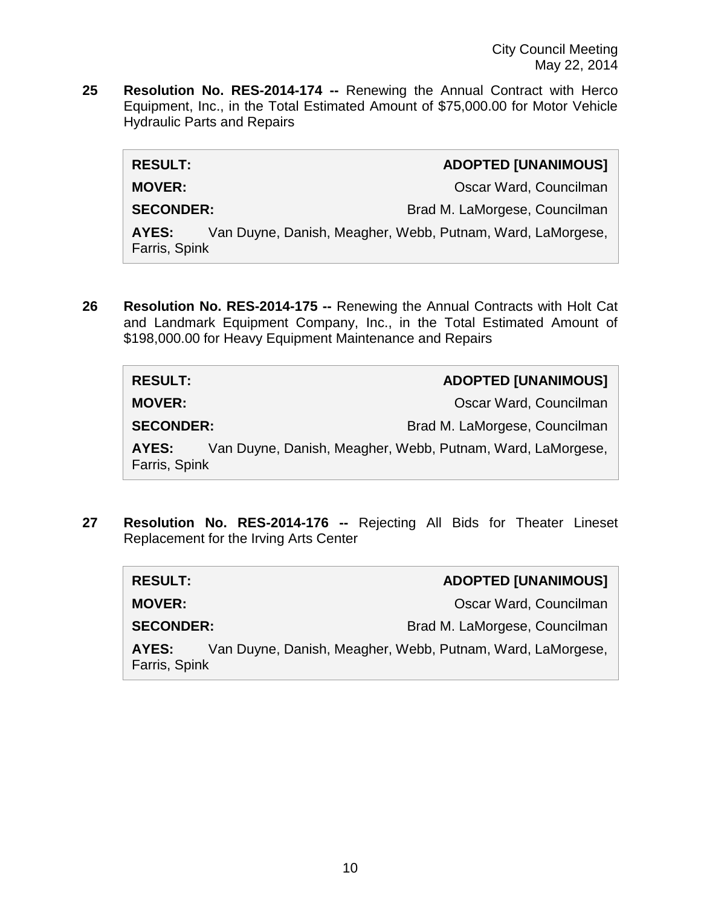**25 Resolution No. RES-2014-174 --** Renewing the Annual Contract with Herco Equipment, Inc., in the Total Estimated Amount of $75,000.00 for Motor Vehicle Hydraulic Parts and Repairs

| | |
|---|---|
| **RESULT:** | **ADOPTED [UNANIMOUS]** |
| **MOVER:** | Oscar Ward, Councilman |
| **SECONDER:** | Brad M. LaMorgese, Councilman |
| **AYES:** | Van Duyne, Danish, Meagher, Webb, Putnam, Ward, LaMorgese, Farris, Spink |

**26 Resolution No. RES-2014-175 --** Renewing the Annual Contracts with Holt Cat and Landmark Equipment Company, Inc., in the Total Estimated Amount of $198,000.00 for Heavy Equipment Maintenance and Repairs

| | |
|---|---|
| **RESULT:** | **ADOPTED [UNANIMOUS]** |
| **MOVER:** | Oscar Ward, Councilman |
| **SECONDER:** | Brad M. LaMorgese, Councilman |
| **AYES:** | Van Duyne, Danish, Meagher, Webb, Putnam, Ward, LaMorgese, Farris, Spink |

**27 Resolution No. RES-2014-176 --** Rejecting All Bids for Theater Lineset Replacement for the Irving Arts Center

| | |
|---|---|
| **RESULT:** | **ADOPTED [UNANIMOUS]** |
| **MOVER:** | Oscar Ward, Councilman |
| **SECONDER:** | Brad M. LaMorgese, Councilman |
| **AYES:** | Van Duyne, Danish, Meagher, Webb, Putnam, Ward, LaMorgese, Farris, Spink |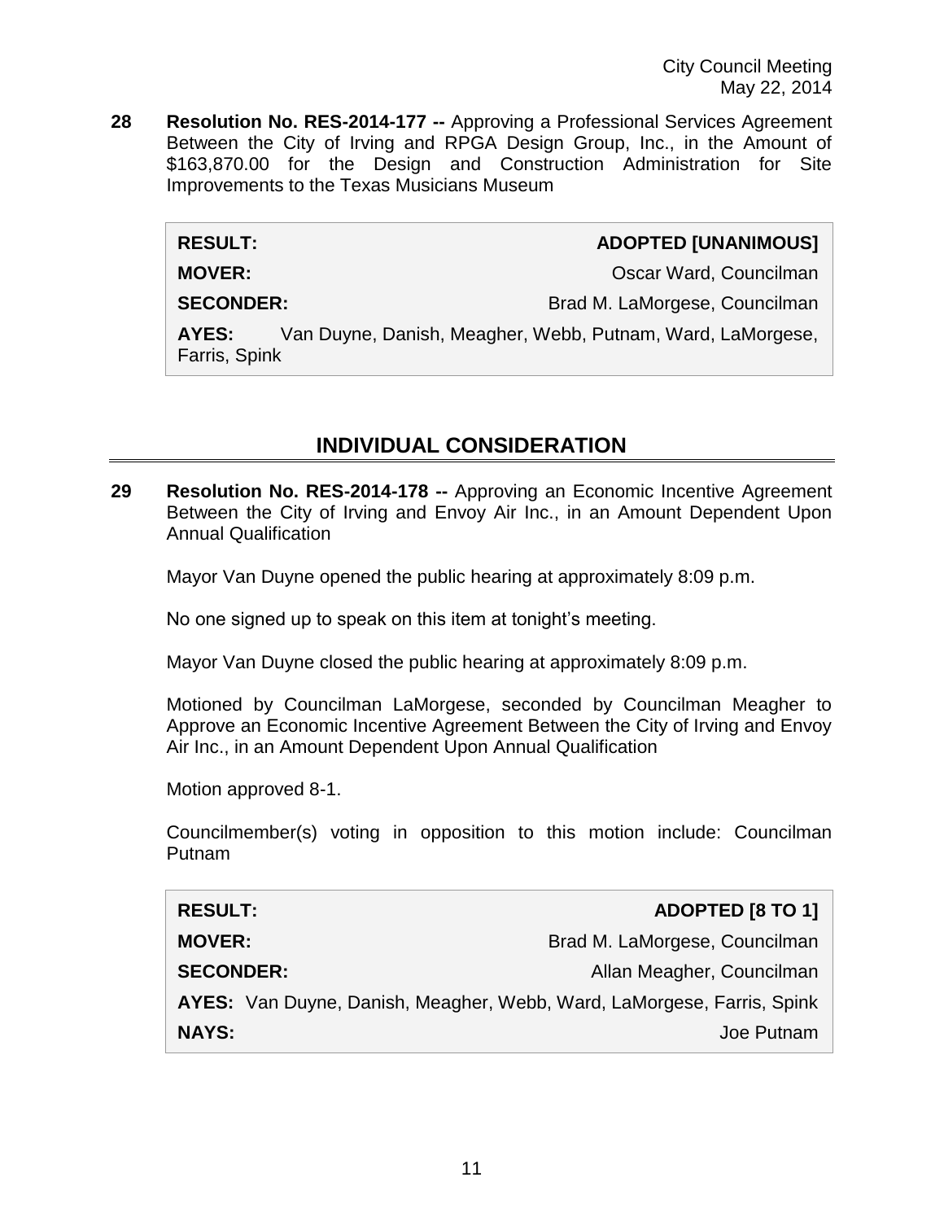**28 Resolution No. RES-2014-177 --** Approving a Professional Services Agreement Between the City of Irving and RPGA Design Group, Inc., in the Amount of $163,870.00 for the Design and Construction Administration for Site Improvements to the Texas Musicians Museum

| | |
|---|---|
| **RESULT:** | **ADOPTED [UNANIMOUS]** |
| **MOVER:** | Oscar Ward, Councilman |
| **SECONDER:** | Brad M. LaMorgese, Councilman |
| **AYES:** | Van Duyne, Danish, Meagher, Webb, Putnam, Ward, LaMorgese, Farris, Spink |

## INDIVIDUAL CONSIDERATION

**29 Resolution No. RES-2014-178 --** Approving an Economic Incentive Agreement Between the City of Irving and Envoy Air Inc., in an Amount Dependent Upon Annual Qualification

Mayor Van Duyne opened the public hearing at approximately 8:09 p.m.

No one signed up to speak on this item at tonight's meeting.

Mayor Van Duyne closed the public hearing at approximately 8:09 p.m.

Motioned by Councilman LaMorgese, seconded by Councilman Meagher to Approve an Economic Incentive Agreement Between the City of Irving and Envoy Air Inc., in an Amount Dependent Upon Annual Qualification

Motion approved 8-1.

Councilmember(s) voting in opposition to this motion include: Councilman Putnam

| | |
|---|---|
| **RESULT:** | **ADOPTED [8 TO 1]** |
| **MOVER:** | Brad M. LaMorgese, Councilman |
| **SECONDER:** | Allan Meagher, Councilman |
| **AYES:** | Van Duyne, Danish, Meagher, Webb, Ward, LaMorgese, Farris, Spink |
| **NAYS:** | Joe Putnam |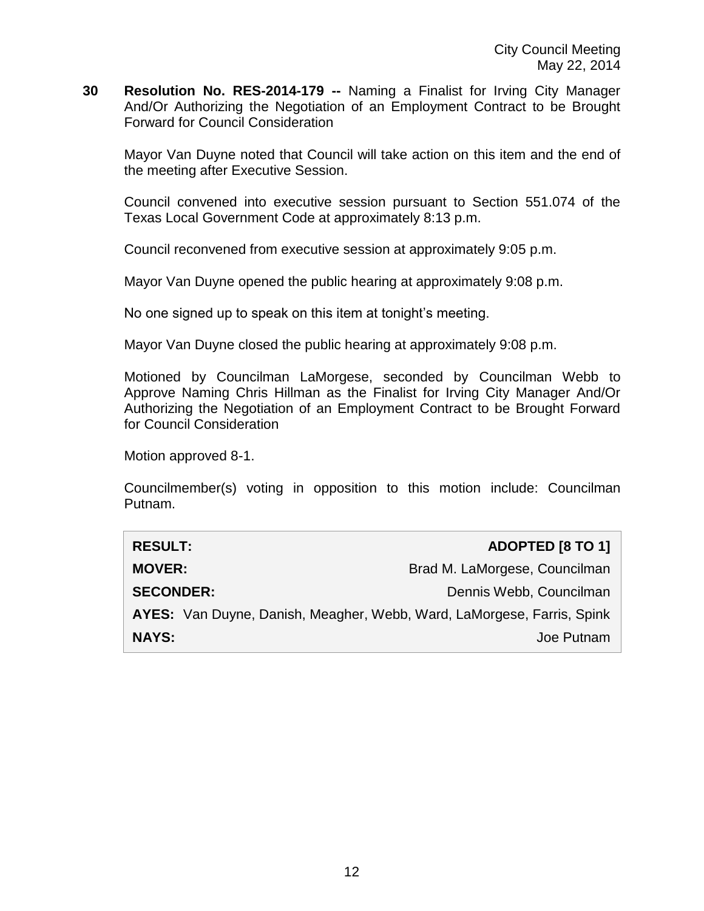**30 Resolution No. RES-2014-179 --** Naming a Finalist for Irving City Manager And/Or Authorizing the Negotiation of an Employment Contract to be Brought Forward for Council Consideration

Mayor Van Duyne noted that Council will take action on this item and the end of the meeting after Executive Session.

Council convened into executive session pursuant to Section 551.074 of the Texas Local Government Code at approximately 8:13 p.m.

Council reconvened from executive session at approximately 9:05 p.m.

Mayor Van Duyne opened the public hearing at approximately 9:08 p.m.

No one signed up to speak on this item at tonight's meeting.

Mayor Van Duyne closed the public hearing at approximately 9:08 p.m.

Motioned by Councilman LaMorgese, seconded by Councilman Webb to Approve Naming Chris Hillman as the Finalist for Irving City Manager And/Or Authorizing the Negotiation of an Employment Contract to be Brought Forward for Council Consideration

Motion approved 8-1.

Councilmember(s) voting in opposition to this motion include: Councilman Putnam.

| | |
|---|---|
| **RESULT:** | **ADOPTED [8 TO 1]** |
| **MOVER:** | Brad M. LaMorgese, Councilman |
| **SECONDER:** | Dennis Webb, Councilman |
| **AYES:** | Van Duyne, Danish, Meagher, Webb, Ward, LaMorgese, Farris, Spink |
| **NAYS:** | Joe Putnam |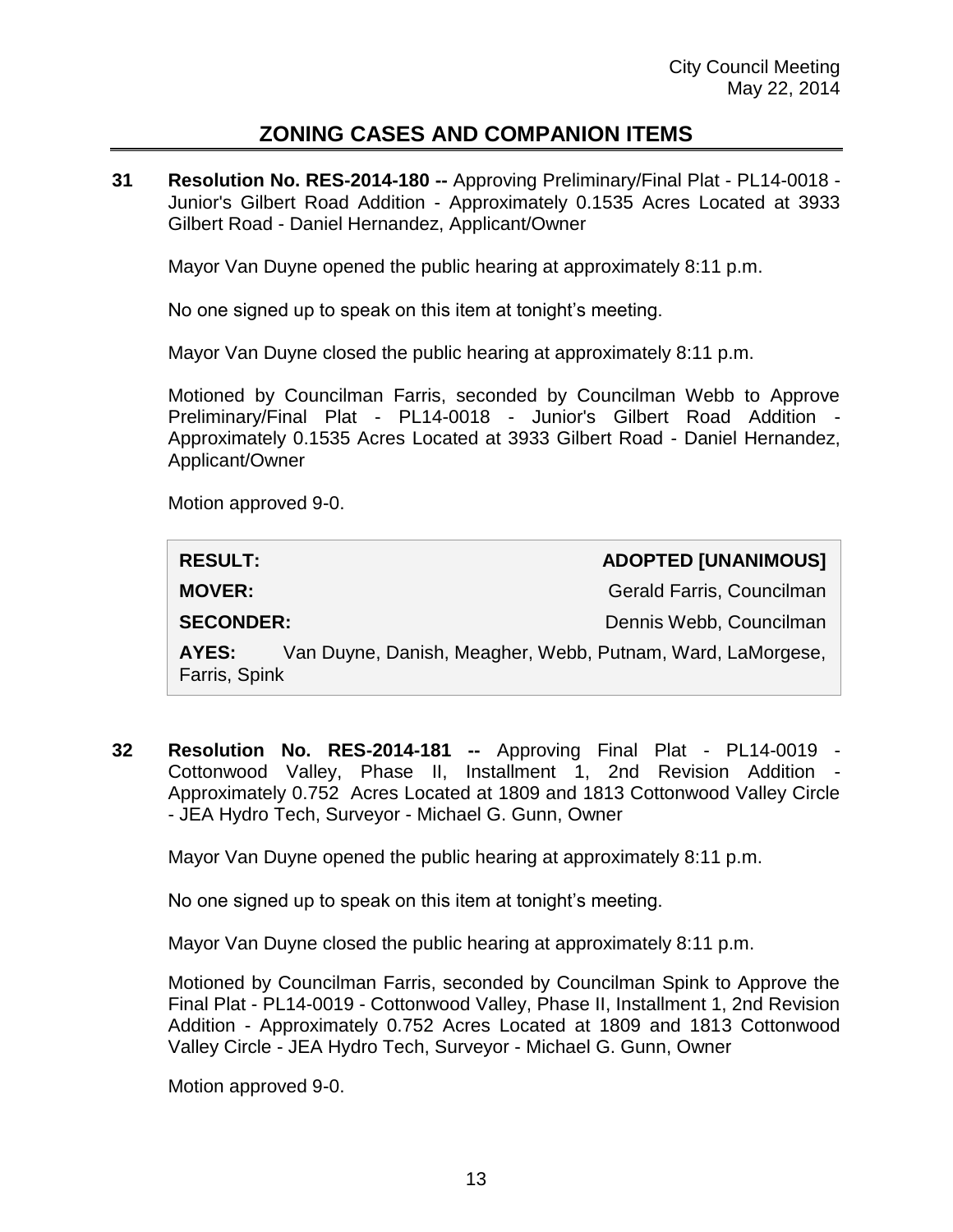## ZONING CASES AND COMPANION ITEMS

**31 Resolution No. RES-2014-180 --** Approving Preliminary/Final Plat - PL14-0018 - Junior's Gilbert Road Addition - Approximately 0.1535 Acres Located at 3933 Gilbert Road - Daniel Hernandez, Applicant/Owner

Mayor Van Duyne opened the public hearing at approximately 8:11 p.m.

No one signed up to speak on this item at tonight's meeting.

Mayor Van Duyne closed the public hearing at approximately 8:11 p.m.

Motioned by Councilman Farris, seconded by Councilman Webb to Approve Preliminary/Final Plat - PL14-0018 - Junior's Gilbert Road Addition - Approximately 0.1535 Acres Located at 3933 Gilbert Road - Daniel Hernandez, Applicant/Owner

Motion approved 9-0.

| | |
|---|---|
| **RESULT:** | **ADOPTED [UNANIMOUS]** |
| **MOVER:** | Gerald Farris, Councilman |
| **SECONDER:** | Dennis Webb, Councilman |
| **AYES:** | Van Duyne, Danish, Meagher, Webb, Putnam, Ward, LaMorgese, Farris, Spink |

**32 Resolution No. RES-2014-181 --** Approving Final Plat - PL14-0019 - Cottonwood Valley, Phase II, Installment 1, 2nd Revision Addition - Approximately 0.752 Acres Located at 1809 and 1813 Cottonwood Valley Circle - JEA Hydro Tech, Surveyor - Michael G. Gunn, Owner

Mayor Van Duyne opened the public hearing at approximately 8:11 p.m.

No one signed up to speak on this item at tonight's meeting.

Mayor Van Duyne closed the public hearing at approximately 8:11 p.m.

Motioned by Councilman Farris, seconded by Councilman Spink to Approve the Final Plat - PL14-0019 - Cottonwood Valley, Phase II, Installment 1, 2nd Revision Addition - Approximately 0.752 Acres Located at 1809 and 1813 Cottonwood Valley Circle - JEA Hydro Tech, Surveyor - Michael G. Gunn, Owner

Motion approved 9-0.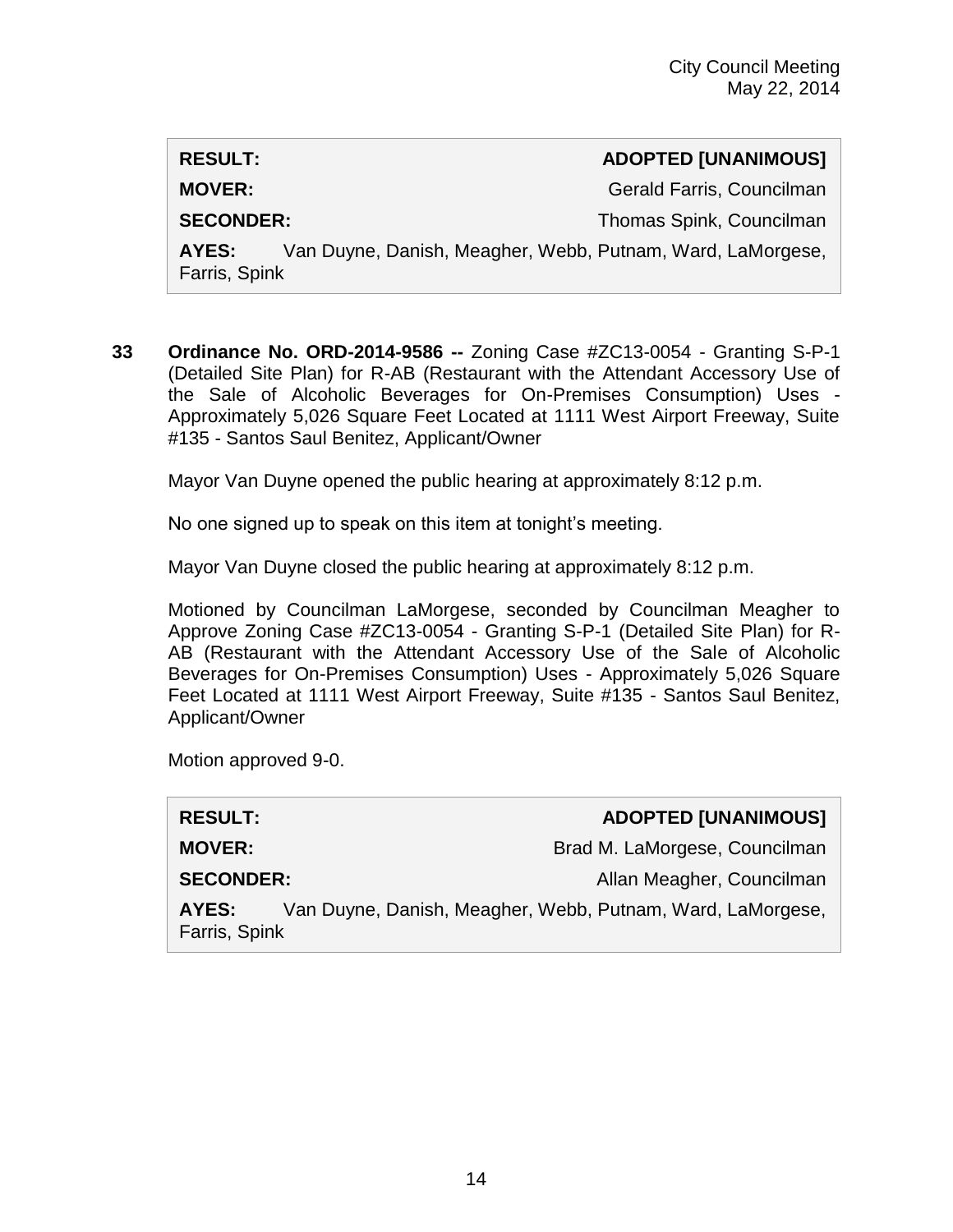| | |
|---|---|
| **RESULT:** | **ADOPTED [UNANIMOUS]** |
| **MOVER:** | Gerald Farris, Councilman |
| **SECONDER:** | Thomas Spink, Councilman |
| **AYES:** | Van Duyne, Danish, Meagher, Webb, Putnam, Ward, LaMorgese, Farris, Spink |

**33 Ordinance No. ORD-2014-9586 --** Zoning Case #ZC13-0054 - Granting S-P-1 (Detailed Site Plan) for R-AB (Restaurant with the Attendant Accessory Use of the Sale of Alcoholic Beverages for On-Premises Consumption) Uses - Approximately 5,026 Square Feet Located at 1111 West Airport Freeway, Suite #135 - Santos Saul Benitez, Applicant/Owner

Mayor Van Duyne opened the public hearing at approximately 8:12 p.m.

No one signed up to speak on this item at tonight's meeting.

Mayor Van Duyne closed the public hearing at approximately 8:12 p.m.

Motioned by Councilman LaMorgese, seconded by Councilman Meagher to Approve Zoning Case #ZC13-0054 - Granting S-P-1 (Detailed Site Plan) for R-AB (Restaurant with the Attendant Accessory Use of the Sale of Alcoholic Beverages for On-Premises Consumption) Uses - Approximately 5,026 Square Feet Located at 1111 West Airport Freeway, Suite #135 - Santos Saul Benitez, Applicant/Owner

Motion approved 9-0.

| | |
|---|---|
| **RESULT:** | **ADOPTED [UNANIMOUS]** |
| **MOVER:** | Brad M. LaMorgese, Councilman |
| **SECONDER:** | Allan Meagher, Councilman |
| **AYES:** | Van Duyne, Danish, Meagher, Webb, Putnam, Ward, LaMorgese, Farris, Spink |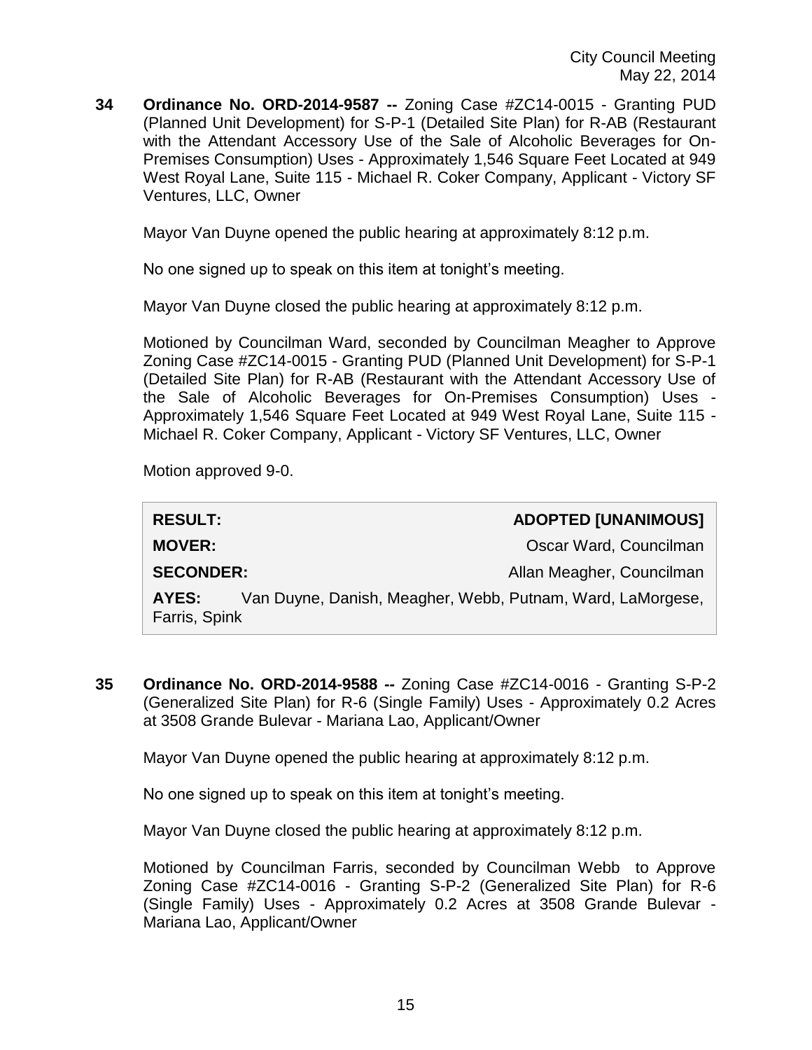**34 Ordinance No. ORD-2014-9587 --** Zoning Case #ZC14-0015 - Granting PUD (Planned Unit Development) for S-P-1 (Detailed Site Plan) for R-AB (Restaurant with the Attendant Accessory Use of the Sale of Alcoholic Beverages for On-Premises Consumption) Uses - Approximately 1,546 Square Feet Located at 949 West Royal Lane, Suite 115 - Michael R. Coker Company, Applicant - Victory SF Ventures, LLC, Owner

Mayor Van Duyne opened the public hearing at approximately 8:12 p.m.

No one signed up to speak on this item at tonight's meeting.

Mayor Van Duyne closed the public hearing at approximately 8:12 p.m.

Motioned by Councilman Ward, seconded by Councilman Meagher to Approve Zoning Case #ZC14-0015 - Granting PUD (Planned Unit Development) for S-P-1 (Detailed Site Plan) for R-AB (Restaurant with the Attendant Accessory Use of the Sale of Alcoholic Beverages for On-Premises Consumption) Uses - Approximately 1,546 Square Feet Located at 949 West Royal Lane, Suite 115 - Michael R. Coker Company, Applicant - Victory SF Ventures, LLC, Owner

Motion approved 9-0.

| | |
|---|---|
| **RESULT:** | **ADOPTED [UNANIMOUS]** |
| **MOVER:** | Oscar Ward, Councilman |
| **SECONDER:** | Allan Meagher, Councilman |
| **AYES:** | Van Duyne, Danish, Meagher, Webb, Putnam, Ward, LaMorgese, Farris, Spink |

**35 Ordinance No. ORD-2014-9588 --** Zoning Case #ZC14-0016 - Granting S-P-2 (Generalized Site Plan) for R-6 (Single Family) Uses - Approximately 0.2 Acres at 3508 Grande Bulevar - Mariana Lao, Applicant/Owner

Mayor Van Duyne opened the public hearing at approximately 8:12 p.m.

No one signed up to speak on this item at tonight's meeting.

Mayor Van Duyne closed the public hearing at approximately 8:12 p.m.

Motioned by Councilman Farris, seconded by Councilman Webb to Approve Zoning Case #ZC14-0016 - Granting S-P-2 (Generalized Site Plan) for R-6 (Single Family) Uses - Approximately 0.2 Acres at 3508 Grande Bulevar - Mariana Lao, Applicant/Owner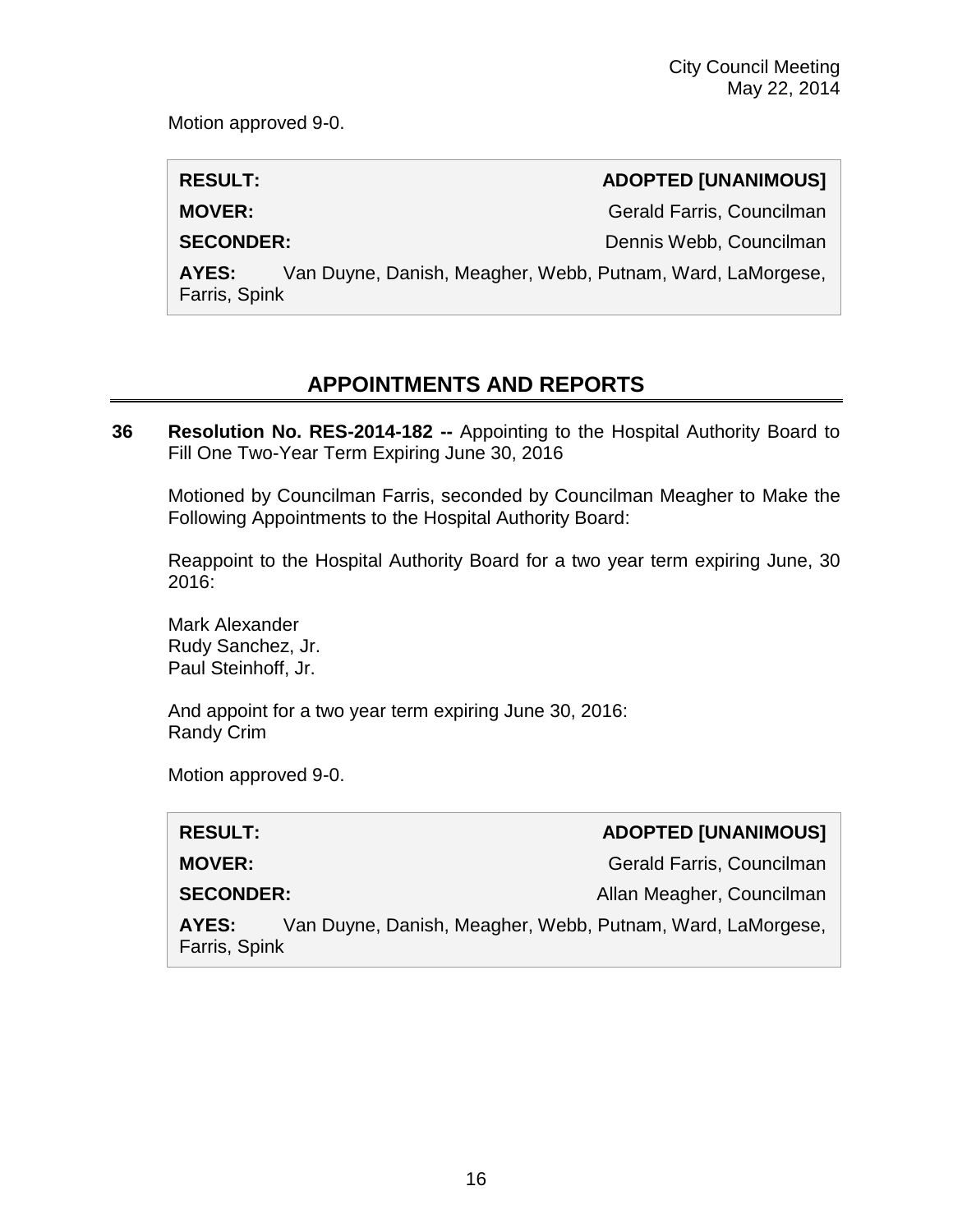Motion approved 9-0.

| **RESULT:** | **ADOPTED [UNANIMOUS]** |
|---|---|
| **MOVER:** | Gerald Farris, Councilman |
| **SECONDER:** | Dennis Webb, Councilman |
| **AYES:** | Van Duyne, Danish, Meagher, Webb, Putnam, Ward, LaMorgese, Farris, Spink |

## APPOINTMENTS AND REPORTS

**36 Resolution No. RES-2014-182 --** Appointing to the Hospital Authority Board to Fill One Two-Year Term Expiring June 30, 2016

Motioned by Councilman Farris, seconded by Councilman Meagher to Make the Following Appointments to the Hospital Authority Board:

Reappoint to the Hospital Authority Board for a two year term expiring June, 30 2016:

Mark Alexander
Rudy Sanchez, Jr.
Paul Steinhoff, Jr.

And appoint for a two year term expiring June 30, 2016:
Randy Crim

Motion approved 9-0.

| **RESULT:** | **ADOPTED [UNANIMOUS]** |
|---|---|
| **MOVER:** | Gerald Farris, Councilman |
| **SECONDER:** | Allan Meagher, Councilman |
| **AYES:** | Van Duyne, Danish, Meagher, Webb, Putnam, Ward, LaMorgese, Farris, Spink |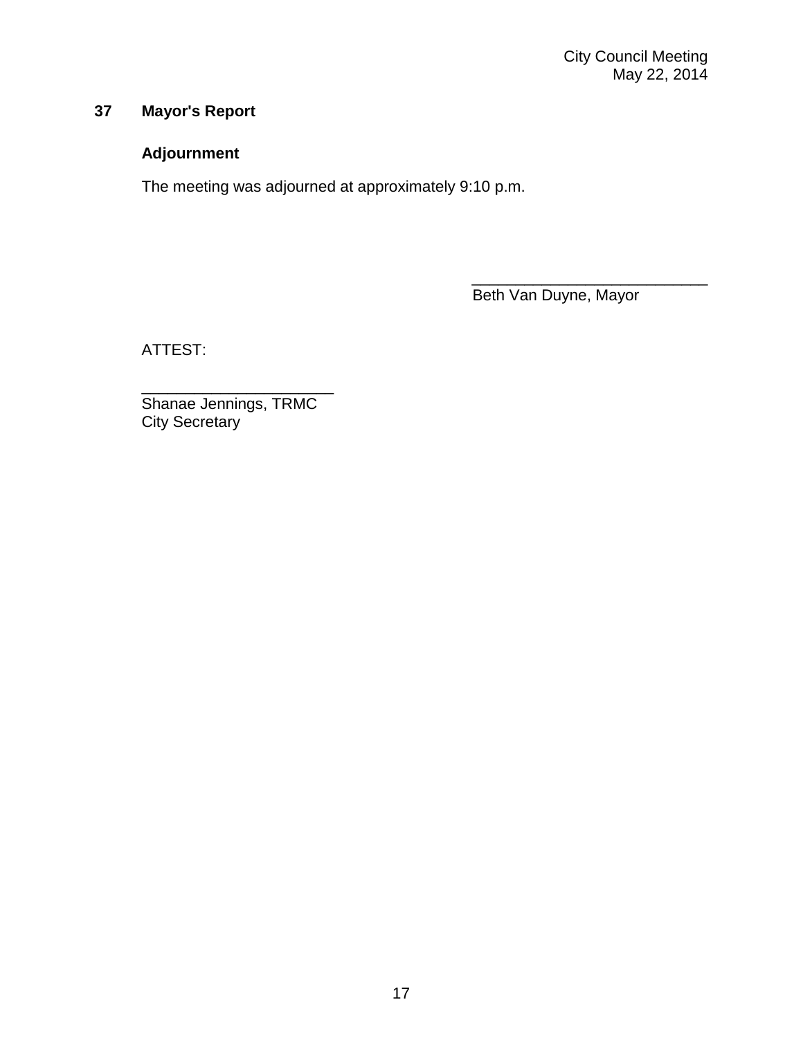## 37 Mayor's Report

### Adjournment

The meeting was adjourned at approximately 9:10 p.m.

\_\_\_\_\_\_\_\_\_\_\_\_\_\_\_\_\_\_\_\_\_\_\_\_\_\_\_\_
Beth Van Duyne, Mayor

ATTEST:

\_\_\_\_\_\_\_\_\_\_\_\_\_\_\_\_\_\_\_\_\_\_
Shanae Jennings, TRMC
City Secretary